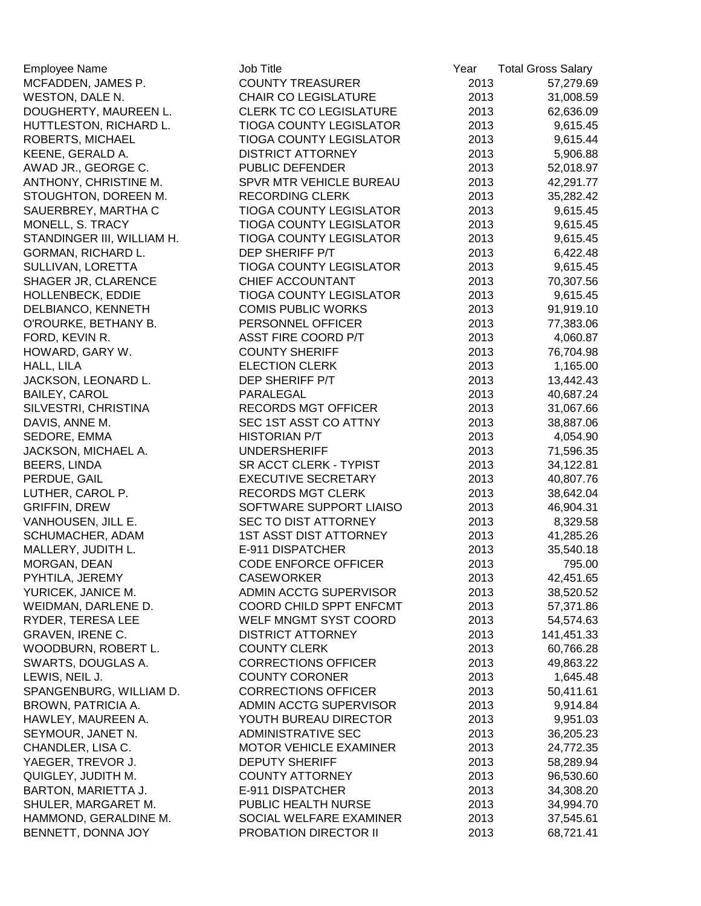| Employee Name | Job Title | Year | Total Gross Salary |
|---|---|---|---|
| MCFADDEN, JAMES P. | COUNTY TREASURER | 2013 | 57,279.69 |
| WESTON, DALE N. | CHAIR CO LEGISLATURE | 2013 | 31,008.59 |
| DOUGHERTY, MAUREEN L. | CLERK TC CO LEGISLATURE | 2013 | 62,636.09 |
| HUTTLESTON, RICHARD L. | TIOGA COUNTY LEGISLATOR | 2013 | 9,615.45 |
| ROBERTS, MICHAEL | TIOGA COUNTY LEGISLATOR | 2013 | 9,615.44 |
| KEENE, GERALD A. | DISTRICT ATTORNEY | 2013 | 5,906.88 |
| AWAD JR., GEORGE C. | PUBLIC DEFENDER | 2013 | 52,018.97 |
| ANTHONY, CHRISTINE M. | SPVR MTR VEHICLE BUREAU | 2013 | 42,291.77 |
| STOUGHTON, DOREEN M. | RECORDING CLERK | 2013 | 35,282.42 |
| SAUERBREY, MARTHA C | TIOGA COUNTY LEGISLATOR | 2013 | 9,615.45 |
| MONELL, S. TRACY | TIOGA COUNTY LEGISLATOR | 2013 | 9,615.45 |
| STANDINGER III, WILLIAM H. | TIOGA COUNTY LEGISLATOR | 2013 | 9,615.45 |
| GORMAN, RICHARD L. | DEP SHERIFF P/T | 2013 | 6,422.48 |
| SULLIVAN, LORETTA | TIOGA COUNTY LEGISLATOR | 2013 | 9,615.45 |
| SHAGER JR, CLARENCE | CHIEF ACCOUNTANT | 2013 | 70,307.56 |
| HOLLENBECK, EDDIE | TIOGA COUNTY LEGISLATOR | 2013 | 9,615.45 |
| DELBIANCO, KENNETH | COMIS PUBLIC WORKS | 2013 | 91,919.10 |
| O'ROURKE, BETHANY B. | PERSONNEL OFFICER | 2013 | 77,383.06 |
| FORD, KEVIN R. | ASST FIRE COORD P/T | 2013 | 4,060.87 |
| HOWARD, GARY W. | COUNTY SHERIFF | 2013 | 76,704.98 |
| HALL, LILA | ELECTION CLERK | 2013 | 1,165.00 |
| JACKSON, LEONARD L. | DEP SHERIFF P/T | 2013 | 13,442.43 |
| BAILEY, CAROL | PARALEGAL | 2013 | 40,687.24 |
| SILVESTRI, CHRISTINA | RECORDS MGT OFFICER | 2013 | 31,067.66 |
| DAVIS, ANNE M. | SEC 1ST ASST CO ATTNY | 2013 | 38,887.06 |
| SEDORE, EMMA | HISTORIAN P/T | 2013 | 4,054.90 |
| JACKSON, MICHAEL A. | UNDERSHERIFF | 2013 | 71,596.35 |
| BEERS, LINDA | SR ACCT CLERK - TYPIST | 2013 | 34,122.81 |
| PERDUE, GAIL | EXECUTIVE SECRETARY | 2013 | 40,807.76 |
| LUTHER, CAROL P. | RECORDS MGT CLERK | 2013 | 38,642.04 |
| GRIFFIN, DREW | SOFTWARE SUPPORT LIAISO | 2013 | 46,904.31 |
| VANHOUSEN, JILL E. | SEC TO DIST ATTORNEY | 2013 | 8,329.58 |
| SCHUMACHER, ADAM | 1ST ASST DIST ATTORNEY | 2013 | 41,285.26 |
| MALLERY, JUDITH L. | E-911 DISPATCHER | 2013 | 35,540.18 |
| MORGAN, DEAN | CODE ENFORCE OFFICER | 2013 | 795.00 |
| PYHTILA, JEREMY | CASEWORKER | 2013 | 42,451.65 |
| YURICEK, JANICE M. | ADMIN ACCTG SUPERVISOR | 2013 | 38,520.52 |
| WEIDMAN, DARLENE D. | COORD CHILD SPPT ENFCMT | 2013 | 57,371.86 |
| RYDER, TERESA LEE | WELF MNGMT SYST COORD | 2013 | 54,574.63 |
| GRAVEN, IRENE C. | DISTRICT ATTORNEY | 2013 | 141,451.33 |
| WOODBURN, ROBERT L. | COUNTY CLERK | 2013 | 60,766.28 |
| SWARTS, DOUGLAS A. | CORRECTIONS OFFICER | 2013 | 49,863.22 |
| LEWIS, NEIL J. | COUNTY CORONER | 2013 | 1,645.48 |
| SPANGENBURG, WILLIAM D. | CORRECTIONS OFFICER | 2013 | 50,411.61 |
| BROWN, PATRICIA A. | ADMIN ACCTG SUPERVISOR | 2013 | 9,914.84 |
| HAWLEY, MAUREEN A. | YOUTH BUREAU DIRECTOR | 2013 | 9,951.03 |
| SEYMOUR, JANET N. | ADMINISTRATIVE SEC | 2013 | 36,205.23 |
| CHANDLER, LISA C. | MOTOR VEHICLE EXAMINER | 2013 | 24,772.35 |
| YAEGER, TREVOR J. | DEPUTY SHERIFF | 2013 | 58,289.94 |
| QUIGLEY, JUDITH M. | COUNTY ATTORNEY | 2013 | 96,530.60 |
| BARTON, MARIETTA J. | E-911 DISPATCHER | 2013 | 34,308.20 |
| SHULER, MARGARET M. | PUBLIC HEALTH NURSE | 2013 | 34,994.70 |
| HAMMOND, GERALDINE M. | SOCIAL WELFARE EXAMINER | 2013 | 37,545.61 |
| BENNETT, DONNA JOY | PROBATION DIRECTOR II | 2013 | 68,721.41 |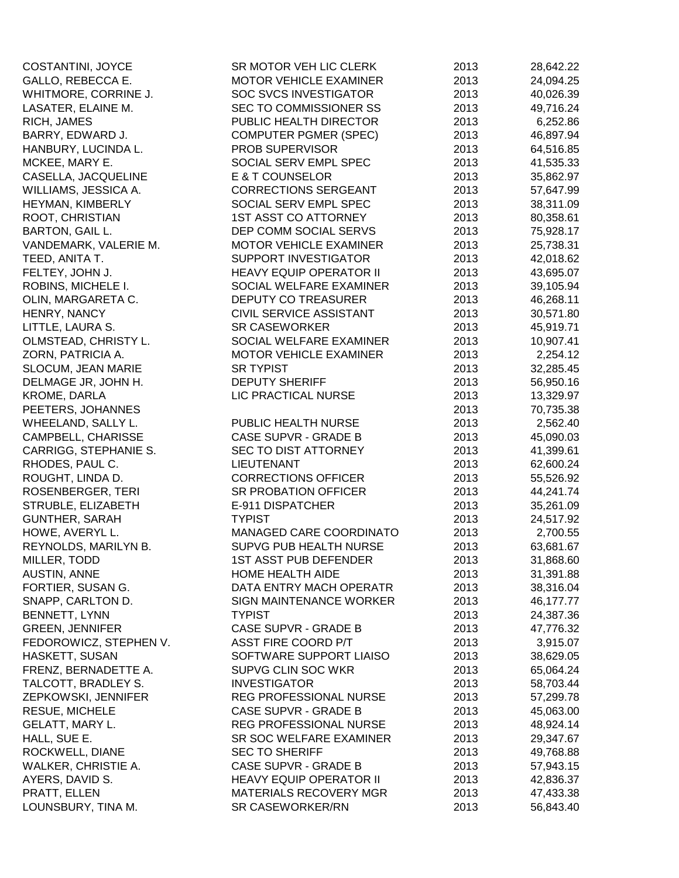| | | | |
|---|---|---|---|
| COSTANTINI, JOYCE | SR MOTOR VEH LIC CLERK | 2013 | 28,642.22 |
| GALLO, REBECCA E. | MOTOR VEHICLE EXAMINER | 2013 | 24,094.25 |
| WHITMORE, CORRINE J. | SOC SVCS INVESTIGATOR | 2013 | 40,026.39 |
| LASATER, ELAINE M. | SEC TO COMMISSIONER SS | 2013 | 49,716.24 |
| RICH, JAMES | PUBLIC HEALTH DIRECTOR | 2013 | 6,252.86 |
| BARRY, EDWARD J. | COMPUTER PGMER (SPEC) | 2013 | 46,897.94 |
| HANBURY, LUCINDA L. | PROB SUPERVISOR | 2013 | 64,516.85 |
| MCKEE, MARY E. | SOCIAL SERV EMPL SPEC | 2013 | 41,535.33 |
| CASELLA, JACQUELINE | E & T COUNSELOR | 2013 | 35,862.97 |
| WILLIAMS, JESSICA A. | CORRECTIONS SERGEANT | 2013 | 57,647.99 |
| HEYMAN, KIMBERLY | SOCIAL SERV EMPL SPEC | 2013 | 38,311.09 |
| ROOT, CHRISTIAN | 1ST ASST CO ATTORNEY | 2013 | 80,358.61 |
| BARTON, GAIL L. | DEP COMM SOCIAL SERVS | 2013 | 75,928.17 |
| VANDEMARK, VALERIE M. | MOTOR VEHICLE EXAMINER | 2013 | 25,738.31 |
| TEED, ANITA T. | SUPPORT INVESTIGATOR | 2013 | 42,018.62 |
| FELTEY, JOHN J. | HEAVY EQUIP OPERATOR II | 2013 | 43,695.07 |
| ROBINS, MICHELE I. | SOCIAL WELFARE EXAMINER | 2013 | 39,105.94 |
| OLIN, MARGARETA C. | DEPUTY CO TREASURER | 2013 | 46,268.11 |
| HENRY, NANCY | CIVIL SERVICE ASSISTANT | 2013 | 30,571.80 |
| LITTLE, LAURA S. | SR CASEWORKER | 2013 | 45,919.71 |
| OLMSTEAD, CHRISTY L. | SOCIAL WELFARE EXAMINER | 2013 | 10,907.41 |
| ZORN, PATRICIA A. | MOTOR VEHICLE EXAMINER | 2013 | 2,254.12 |
| SLOCUM, JEAN MARIE | SR TYPIST | 2013 | 32,285.45 |
| DELMAGE JR, JOHN H. | DEPUTY SHERIFF | 2013 | 56,950.16 |
| KROME, DARLA | LIC PRACTICAL NURSE | 2013 | 13,329.97 |
| PEETERS, JOHANNES | | 2013 | 70,735.38 |
| WHEELAND, SALLY L. | PUBLIC HEALTH NURSE | 2013 | 2,562.40 |
| CAMPBELL, CHARISSE | CASE SUPVR - GRADE B | 2013 | 45,090.03 |
| CARRIGG, STEPHANIE S. | SEC TO DIST ATTORNEY | 2013 | 41,399.61 |
| RHODES, PAUL C. | LIEUTENANT | 2013 | 62,600.24 |
| ROUGHT, LINDA D. | CORRECTIONS OFFICER | 2013 | 55,526.92 |
| ROSENBERGER, TERI | SR PROBATION OFFICER | 2013 | 44,241.74 |
| STRUBLE, ELIZABETH | E-911 DISPATCHER | 2013 | 35,261.09 |
| GUNTHER, SARAH | TYPIST | 2013 | 24,517.92 |
| HOWE, AVERYL L. | MANAGED CARE COORDINATO | 2013 | 2,700.55 |
| REYNOLDS, MARILYN B. | SUPVG PUB HEALTH NURSE | 2013 | 63,681.67 |
| MILLER, TODD | 1ST ASST PUB DEFENDER | 2013 | 31,868.60 |
| AUSTIN, ANNE | HOME HEALTH AIDE | 2013 | 31,391.88 |
| FORTIER, SUSAN G. | DATA ENTRY MACH OPERATR | 2013 | 38,316.04 |
| SNAPP, CARLTON D. | SIGN MAINTENANCE WORKER | 2013 | 46,177.77 |
| BENNETT, LYNN | TYPIST | 2013 | 24,387.36 |
| GREEN, JENNIFER | CASE SUPVR - GRADE B | 2013 | 47,776.32 |
| FEDOROWICZ, STEPHEN V. | ASST FIRE COORD P/T | 2013 | 3,915.07 |
| HASKETT, SUSAN | SOFTWARE SUPPORT LIAISO | 2013 | 38,629.05 |
| FRENZ, BERNADETTE A. | SUPVG CLIN SOC WKR | 2013 | 65,064.24 |
| TALCOTT, BRADLEY S. | INVESTIGATOR | 2013 | 58,703.44 |
| ZEPKOWSKI, JENNIFER | REG PROFESSIONAL NURSE | 2013 | 57,299.78 |
| RESUE, MICHELE | CASE SUPVR - GRADE B | 2013 | 45,063.00 |
| GELATT, MARY L. | REG PROFESSIONAL NURSE | 2013 | 48,924.14 |
| HALL, SUE E. | SR SOC WELFARE EXAMINER | 2013 | 29,347.67 |
| ROCKWELL, DIANE | SEC TO SHERIFF | 2013 | 49,768.88 |
| WALKER, CHRISTIE A. | CASE SUPVR - GRADE B | 2013 | 57,943.15 |
| AYERS, DAVID S. | HEAVY EQUIP OPERATOR II | 2013 | 42,836.37 |
| PRATT, ELLEN | MATERIALS RECOVERY MGR | 2013 | 47,433.38 |
| LOUNSBURY, TINA M. | SR CASEWORKER/RN | 2013 | 56,843.40 |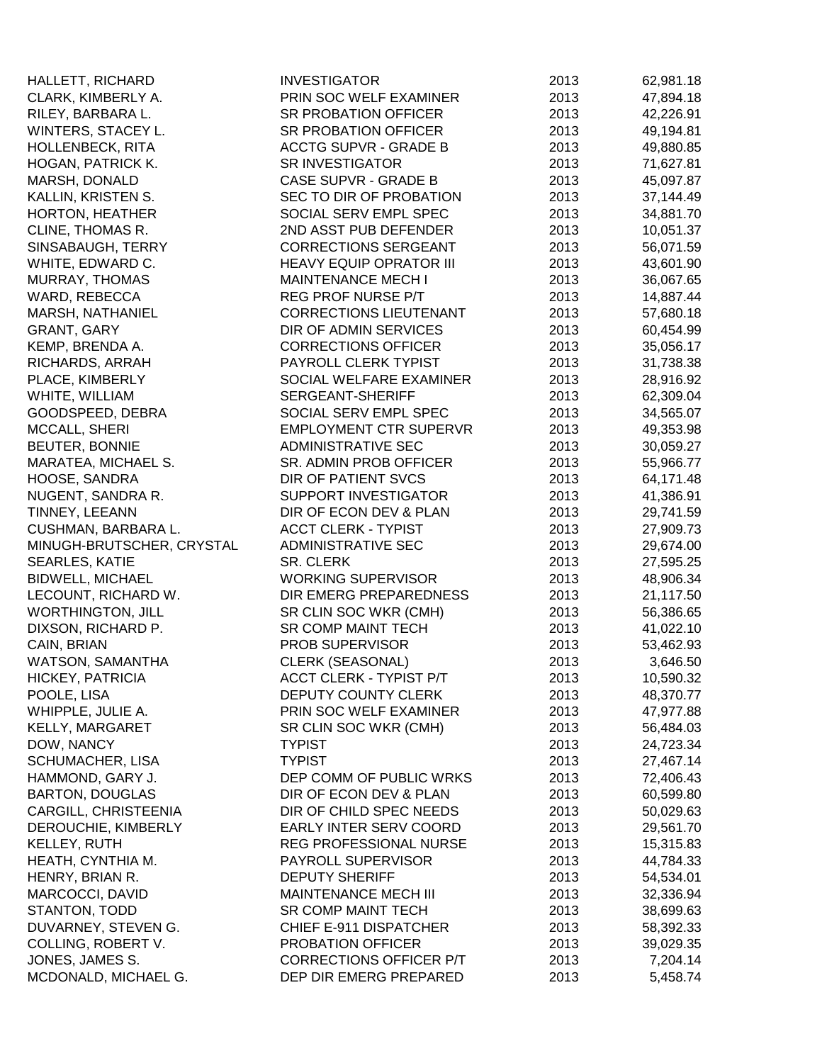| | | | |
|---|---|---|---|
| HALLETT, RICHARD | INVESTIGATOR | 2013 | 62,981.18 |
| CLARK, KIMBERLY A. | PRIN SOC WELF EXAMINER | 2013 | 47,894.18 |
| RILEY, BARBARA L. | SR PROBATION OFFICER | 2013 | 42,226.91 |
| WINTERS, STACEY L. | SR PROBATION OFFICER | 2013 | 49,194.81 |
| HOLLENBECK, RITA | ACCTG SUPVR - GRADE B | 2013 | 49,880.85 |
| HOGAN, PATRICK K. | SR INVESTIGATOR | 2013 | 71,627.81 |
| MARSH, DONALD | CASE SUPVR - GRADE B | 2013 | 45,097.87 |
| KALLIN, KRISTEN S. | SEC TO DIR OF PROBATION | 2013 | 37,144.49 |
| HORTON, HEATHER | SOCIAL SERV EMPL SPEC | 2013 | 34,881.70 |
| CLINE, THOMAS R. | 2ND ASST PUB DEFENDER | 2013 | 10,051.37 |
| SINSABAUGH, TERRY | CORRECTIONS SERGEANT | 2013 | 56,071.59 |
| WHITE, EDWARD C. | HEAVY EQUIP OPRATOR III | 2013 | 43,601.90 |
| MURRAY, THOMAS | MAINTENANCE MECH I | 2013 | 36,067.65 |
| WARD, REBECCA | REG PROF NURSE P/T | 2013 | 14,887.44 |
| MARSH, NATHANIEL | CORRECTIONS LIEUTENANT | 2013 | 57,680.18 |
| GRANT, GARY | DIR OF ADMIN SERVICES | 2013 | 60,454.99 |
| KEMP, BRENDA A. | CORRECTIONS OFFICER | 2013 | 35,056.17 |
| RICHARDS, ARRAH | PAYROLL CLERK TYPIST | 2013 | 31,738.38 |
| PLACE, KIMBERLY | SOCIAL WELFARE EXAMINER | 2013 | 28,916.92 |
| WHITE, WILLIAM | SERGEANT-SHERIFF | 2013 | 62,309.04 |
| GOODSPEED, DEBRA | SOCIAL SERV EMPL SPEC | 2013 | 34,565.07 |
| MCCALL, SHERI | EMPLOYMENT CTR SUPERVR | 2013 | 49,353.98 |
| BEUTER, BONNIE | ADMINISTRATIVE SEC | 2013 | 30,059.27 |
| MARATEA, MICHAEL S. | SR. ADMIN PROB OFFICER | 2013 | 55,966.77 |
| HOOSE, SANDRA | DIR OF PATIENT SVCS | 2013 | 64,171.48 |
| NUGENT, SANDRA R. | SUPPORT INVESTIGATOR | 2013 | 41,386.91 |
| TINNEY, LEEANN | DIR OF ECON DEV & PLAN | 2013 | 29,741.59 |
| CUSHMAN, BARBARA L. | ACCT CLERK - TYPIST | 2013 | 27,909.73 |
| MINUGH-BRUTSCHER, CRYSTAL | ADMINISTRATIVE SEC | 2013 | 29,674.00 |
| SEARLES, KATIE | SR. CLERK | 2013 | 27,595.25 |
| BIDWELL, MICHAEL | WORKING SUPERVISOR | 2013 | 48,906.34 |
| LECOUNT, RICHARD W. | DIR EMERG PREPAREDNESS | 2013 | 21,117.50 |
| WORTHINGTON, JILL | SR CLIN SOC WKR (CMH) | 2013 | 56,386.65 |
| DIXSON, RICHARD P. | SR COMP MAINT TECH | 2013 | 41,022.10 |
| CAIN, BRIAN | PROB SUPERVISOR | 2013 | 53,462.93 |
| WATSON, SAMANTHA | CLERK (SEASONAL) | 2013 | 3,646.50 |
| HICKEY, PATRICIA | ACCT CLERK - TYPIST P/T | 2013 | 10,590.32 |
| POOLE, LISA | DEPUTY COUNTY CLERK | 2013 | 48,370.77 |
| WHIPPLE, JULIE A. | PRIN SOC WELF EXAMINER | 2013 | 47,977.88 |
| KELLY, MARGARET | SR CLIN SOC WKR (CMH) | 2013 | 56,484.03 |
| DOW, NANCY | TYPIST | 2013 | 24,723.34 |
| SCHUMACHER, LISA | TYPIST | 2013 | 27,467.14 |
| HAMMOND, GARY J. | DEP COMM OF PUBLIC WRKS | 2013 | 72,406.43 |
| BARTON, DOUGLAS | DIR OF ECON DEV & PLAN | 2013 | 60,599.80 |
| CARGILL, CHRISTEENIA | DIR OF CHILD SPEC NEEDS | 2013 | 50,029.63 |
| DEROUCHIE, KIMBERLY | EARLY INTER SERV COORD | 2013 | 29,561.70 |
| KELLEY, RUTH | REG PROFESSIONAL NURSE | 2013 | 15,315.83 |
| HEATH, CYNTHIA M. | PAYROLL SUPERVISOR | 2013 | 44,784.33 |
| HENRY, BRIAN R. | DEPUTY SHERIFF | 2013 | 54,534.01 |
| MARCOCCI, DAVID | MAINTENANCE MECH III | 2013 | 32,336.94 |
| STANTON, TODD | SR COMP MAINT TECH | 2013 | 38,699.63 |
| DUVARNEY, STEVEN G. | CHIEF E-911 DISPATCHER | 2013 | 58,392.33 |
| COLLING, ROBERT V. | PROBATION OFFICER | 2013 | 39,029.35 |
| JONES, JAMES S. | CORRECTIONS OFFICER P/T | 2013 | 7,204.14 |
| MCDONALD, MICHAEL G. | DEP DIR EMERG PREPARED | 2013 | 5,458.74 |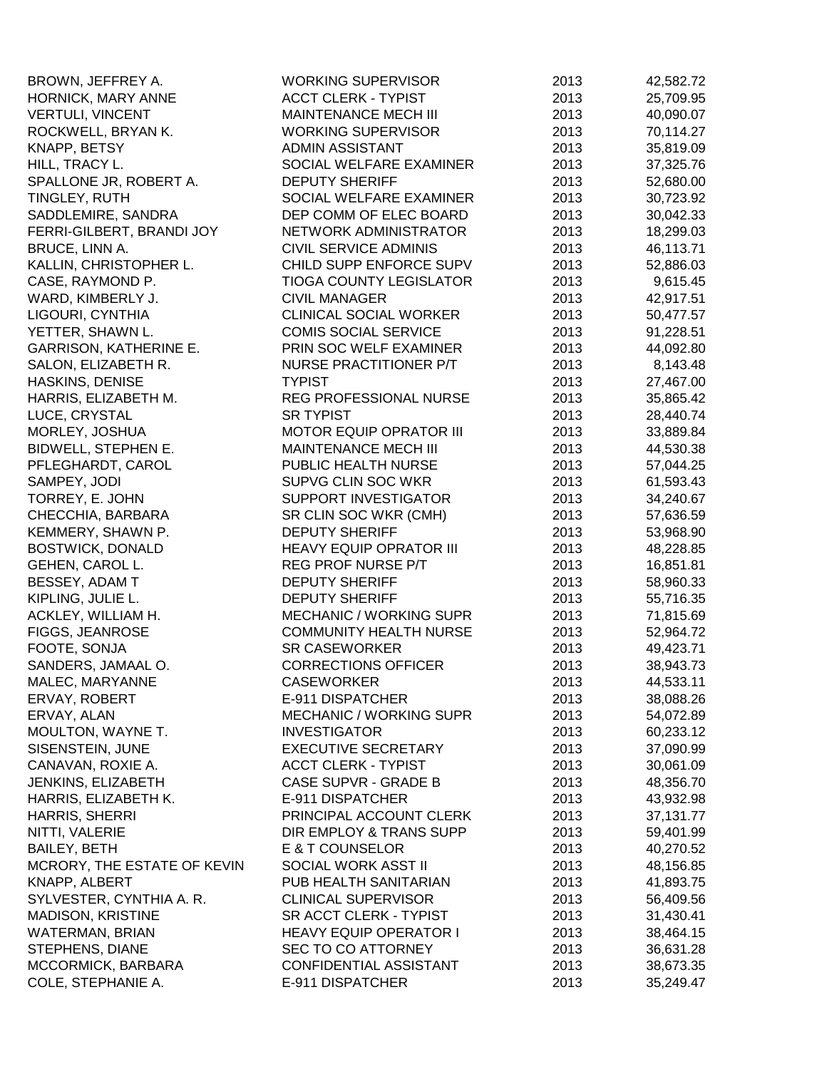| | | | |
|---|---|---|---|
| BROWN, JEFFREY A. | WORKING SUPERVISOR | 2013 | 42,582.72 |
| HORNICK, MARY ANNE | ACCT CLERK - TYPIST | 2013 | 25,709.95 |
| VERTULI, VINCENT | MAINTENANCE MECH III | 2013 | 40,090.07 |
| ROCKWELL, BRYAN K. | WORKING SUPERVISOR | 2013 | 70,114.27 |
| KNAPP, BETSY | ADMIN ASSISTANT | 2013 | 35,819.09 |
| HILL, TRACY L. | SOCIAL WELFARE EXAMINER | 2013 | 37,325.76 |
| SPALLONE JR, ROBERT A. | DEPUTY SHERIFF | 2013 | 52,680.00 |
| TINGLEY, RUTH | SOCIAL WELFARE EXAMINER | 2013 | 30,723.92 |
| SADDLEMIRE, SANDRA | DEP COMM OF ELEC BOARD | 2013 | 30,042.33 |
| FERRI-GILBERT, BRANDI JOY | NETWORK ADMINISTRATOR | 2013 | 18,299.03 |
| BRUCE, LINN A. | CIVIL SERVICE ADMINIS | 2013 | 46,113.71 |
| KALLIN, CHRISTOPHER L. | CHILD SUPP ENFORCE SUPV | 2013 | 52,886.03 |
| CASE, RAYMOND P. | TIOGA COUNTY LEGISLATOR | 2013 | 9,615.45 |
| WARD, KIMBERLY J. | CIVIL MANAGER | 2013 | 42,917.51 |
| LIGOURI, CYNTHIA | CLINICAL SOCIAL WORKER | 2013 | 50,477.57 |
| YETTER, SHAWN L. | COMIS SOCIAL SERVICE | 2013 | 91,228.51 |
| GARRISON, KATHERINE E. | PRIN SOC WELF EXAMINER | 2013 | 44,092.80 |
| SALON, ELIZABETH R. | NURSE PRACTITIONER P/T | 2013 | 8,143.48 |
| HASKINS, DENISE | TYPIST | 2013 | 27,467.00 |
| HARRIS, ELIZABETH M. | REG PROFESSIONAL NURSE | 2013 | 35,865.42 |
| LUCE, CRYSTAL | SR TYPIST | 2013 | 28,440.74 |
| MORLEY, JOSHUA | MOTOR EQUIP OPRATOR III | 2013 | 33,889.84 |
| BIDWELL, STEPHEN E. | MAINTENANCE MECH III | 2013 | 44,530.38 |
| PFLEGHARDT, CAROL | PUBLIC HEALTH NURSE | 2013 | 57,044.25 |
| SAMPEY, JODI | SUPVG CLIN SOC WKR | 2013 | 61,593.43 |
| TORREY, E. JOHN | SUPPORT INVESTIGATOR | 2013 | 34,240.67 |
| CHECCHIA, BARBARA | SR CLIN SOC WKR (CMH) | 2013 | 57,636.59 |
| KEMMERY, SHAWN P. | DEPUTY SHERIFF | 2013 | 53,968.90 |
| BOSTWICK, DONALD | HEAVY EQUIP OPRATOR III | 2013 | 48,228.85 |
| GEHEN, CAROL L. | REG PROF NURSE P/T | 2013 | 16,851.81 |
| BESSEY, ADAM T | DEPUTY SHERIFF | 2013 | 58,960.33 |
| KIPLING, JULIE L. | DEPUTY SHERIFF | 2013 | 55,716.35 |
| ACKLEY, WILLIAM H. | MECHANIC / WORKING SUPR | 2013 | 71,815.69 |
| FIGGS, JEANROSE | COMMUNITY HEALTH NURSE | 2013 | 52,964.72 |
| FOOTE, SONJA | SR CASEWORKER | 2013 | 49,423.71 |
| SANDERS, JAMAAL O. | CORRECTIONS OFFICER | 2013 | 38,943.73 |
| MALEC, MARYANNE | CASEWORKER | 2013 | 44,533.11 |
| ERVAY, ROBERT | E-911 DISPATCHER | 2013 | 38,088.26 |
| ERVAY, ALAN | MECHANIC / WORKING SUPR | 2013 | 54,072.89 |
| MOULTON, WAYNE T. | INVESTIGATOR | 2013 | 60,233.12 |
| SISENSTEIN, JUNE | EXECUTIVE SECRETARY | 2013 | 37,090.99 |
| CANAVAN, ROXIE A. | ACCT CLERK - TYPIST | 2013 | 30,061.09 |
| JENKINS, ELIZABETH | CASE SUPVR - GRADE B | 2013 | 48,356.70 |
| HARRIS, ELIZABETH K. | E-911 DISPATCHER | 2013 | 43,932.98 |
| HARRIS, SHERRI | PRINCIPAL ACCOUNT CLERK | 2013 | 37,131.77 |
| NITTI, VALERIE | DIR EMPLOY & TRANS SUPP | 2013 | 59,401.99 |
| BAILEY, BETH | E & T COUNSELOR | 2013 | 40,270.52 |
| MCRORY, THE ESTATE OF KEVIN | SOCIAL WORK ASST II | 2013 | 48,156.85 |
| KNAPP, ALBERT | PUB HEALTH SANITARIAN | 2013 | 41,893.75 |
| SYLVESTER, CYNTHIA A. R. | CLINICAL SUPERVISOR | 2013 | 56,409.56 |
| MADISON, KRISTINE | SR ACCT CLERK - TYPIST | 2013 | 31,430.41 |
| WATERMAN, BRIAN | HEAVY EQUIP OPERATOR I | 2013 | 38,464.15 |
| STEPHENS, DIANE | SEC TO CO ATTORNEY | 2013 | 36,631.28 |
| MCCORMICK, BARBARA | CONFIDENTIAL ASSISTANT | 2013 | 38,673.35 |
| COLE, STEPHANIE A. | E-911 DISPATCHER | 2013 | 35,249.47 |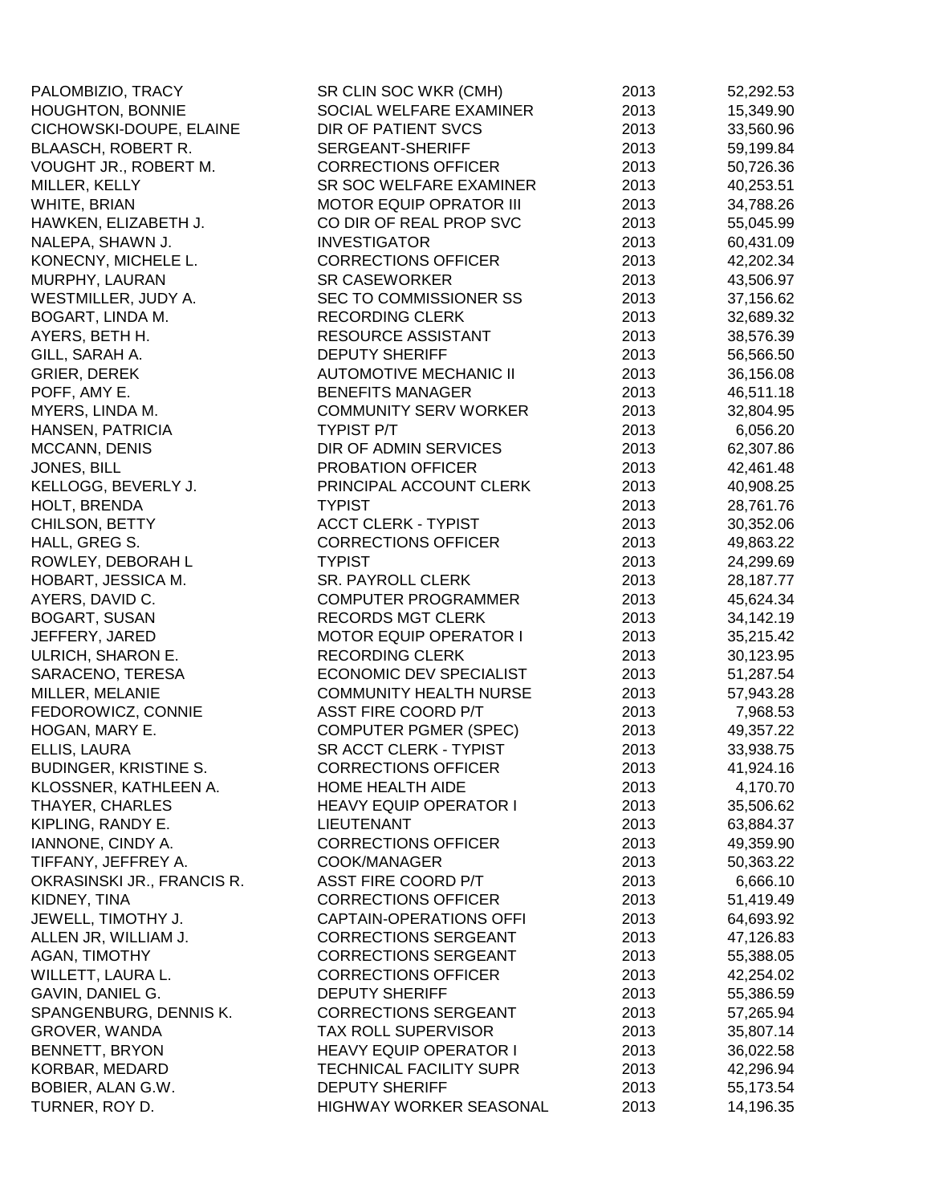| | | | |
|---|---|---|---|
| PALOMBIZIO, TRACY | SR CLIN SOC WKR (CMH) | 2013 | 52,292.53 |
| HOUGHTON, BONNIE | SOCIAL WELFARE EXAMINER | 2013 | 15,349.90 |
| CICHOWSKI-DOUPE, ELAINE | DIR OF PATIENT SVCS | 2013 | 33,560.96 |
| BLAASCH, ROBERT R. | SERGEANT-SHERIFF | 2013 | 59,199.84 |
| VOUGHT JR., ROBERT M. | CORRECTIONS OFFICER | 2013 | 50,726.36 |
| MILLER, KELLY | SR SOC WELFARE EXAMINER | 2013 | 40,253.51 |
| WHITE, BRIAN | MOTOR EQUIP OPRATOR III | 2013 | 34,788.26 |
| HAWKEN, ELIZABETH J. | CO DIR OF REAL PROP SVC | 2013 | 55,045.99 |
| NALEPA, SHAWN J. | INVESTIGATOR | 2013 | 60,431.09 |
| KONECNY, MICHELE L. | CORRECTIONS OFFICER | 2013 | 42,202.34 |
| MURPHY, LAURAN | SR CASEWORKER | 2013 | 43,506.97 |
| WESTMILLER, JUDY A. | SEC TO COMMISSIONER SS | 2013 | 37,156.62 |
| BOGART, LINDA M. | RECORDING CLERK | 2013 | 32,689.32 |
| AYERS, BETH H. | RESOURCE ASSISTANT | 2013 | 38,576.39 |
| GILL, SARAH A. | DEPUTY SHERIFF | 2013 | 56,566.50 |
| GRIER, DEREK | AUTOMOTIVE MECHANIC II | 2013 | 36,156.08 |
| POFF, AMY E. | BENEFITS MANAGER | 2013 | 46,511.18 |
| MYERS, LINDA M. | COMMUNITY SERV WORKER | 2013 | 32,804.95 |
| HANSEN, PATRICIA | TYPIST P/T | 2013 | 6,056.20 |
| MCCANN, DENIS | DIR OF ADMIN SERVICES | 2013 | 62,307.86 |
| JONES, BILL | PROBATION OFFICER | 2013 | 42,461.48 |
| KELLOGG, BEVERLY J. | PRINCIPAL ACCOUNT CLERK | 2013 | 40,908.25 |
| HOLT, BRENDA | TYPIST | 2013 | 28,761.76 |
| CHILSON, BETTY | ACCT CLERK - TYPIST | 2013 | 30,352.06 |
| HALL, GREG S. | CORRECTIONS OFFICER | 2013 | 49,863.22 |
| ROWLEY, DEBORAH L | TYPIST | 2013 | 24,299.69 |
| HOBART, JESSICA M. | SR. PAYROLL CLERK | 2013 | 28,187.77 |
| AYERS, DAVID C. | COMPUTER PROGRAMMER | 2013 | 45,624.34 |
| BOGART, SUSAN | RECORDS MGT CLERK | 2013 | 34,142.19 |
| JEFFERY, JARED | MOTOR EQUIP OPERATOR I | 2013 | 35,215.42 |
| ULRICH, SHARON E. | RECORDING CLERK | 2013 | 30,123.95 |
| SARACENO, TERESA | ECONOMIC DEV SPECIALIST | 2013 | 51,287.54 |
| MILLER, MELANIE | COMMUNITY HEALTH NURSE | 2013 | 57,943.28 |
| FEDOROWICZ, CONNIE | ASST FIRE COORD P/T | 2013 | 7,968.53 |
| HOGAN, MARY E. | COMPUTER PGMER (SPEC) | 2013 | 49,357.22 |
| ELLIS, LAURA | SR ACCT CLERK - TYPIST | 2013 | 33,938.75 |
| BUDINGER, KRISTINE S. | CORRECTIONS OFFICER | 2013 | 41,924.16 |
| KLOSSNER, KATHLEEN A. | HOME HEALTH AIDE | 2013 | 4,170.70 |
| THAYER, CHARLES | HEAVY EQUIP OPERATOR I | 2013 | 35,506.62 |
| KIPLING, RANDY E. | LIEUTENANT | 2013 | 63,884.37 |
| IANNONE, CINDY A. | CORRECTIONS OFFICER | 2013 | 49,359.90 |
| TIFFANY, JEFFREY A. | COOK/MANAGER | 2013 | 50,363.22 |
| OKRASINSKI JR., FRANCIS R. | ASST FIRE COORD P/T | 2013 | 6,666.10 |
| KIDNEY, TINA | CORRECTIONS OFFICER | 2013 | 51,419.49 |
| JEWELL, TIMOTHY J. | CAPTAIN-OPERATIONS OFFI | 2013 | 64,693.92 |
| ALLEN JR, WILLIAM J. | CORRECTIONS SERGEANT | 2013 | 47,126.83 |
| AGAN, TIMOTHY | CORRECTIONS SERGEANT | 2013 | 55,388.05 |
| WILLETT, LAURA L. | CORRECTIONS OFFICER | 2013 | 42,254.02 |
| GAVIN, DANIEL G. | DEPUTY SHERIFF | 2013 | 55,386.59 |
| SPANGENBURG, DENNIS K. | CORRECTIONS SERGEANT | 2013 | 57,265.94 |
| GROVER, WANDA | TAX ROLL SUPERVISOR | 2013 | 35,807.14 |
| BENNETT, BRYON | HEAVY EQUIP OPERATOR I | 2013 | 36,022.58 |
| KORBAR, MEDARD | TECHNICAL FACILITY SUPR | 2013 | 42,296.94 |
| BOBIER, ALAN G.W. | DEPUTY SHERIFF | 2013 | 55,173.54 |
| TURNER, ROY D. | HIGHWAY WORKER SEASONAL | 2013 | 14,196.35 |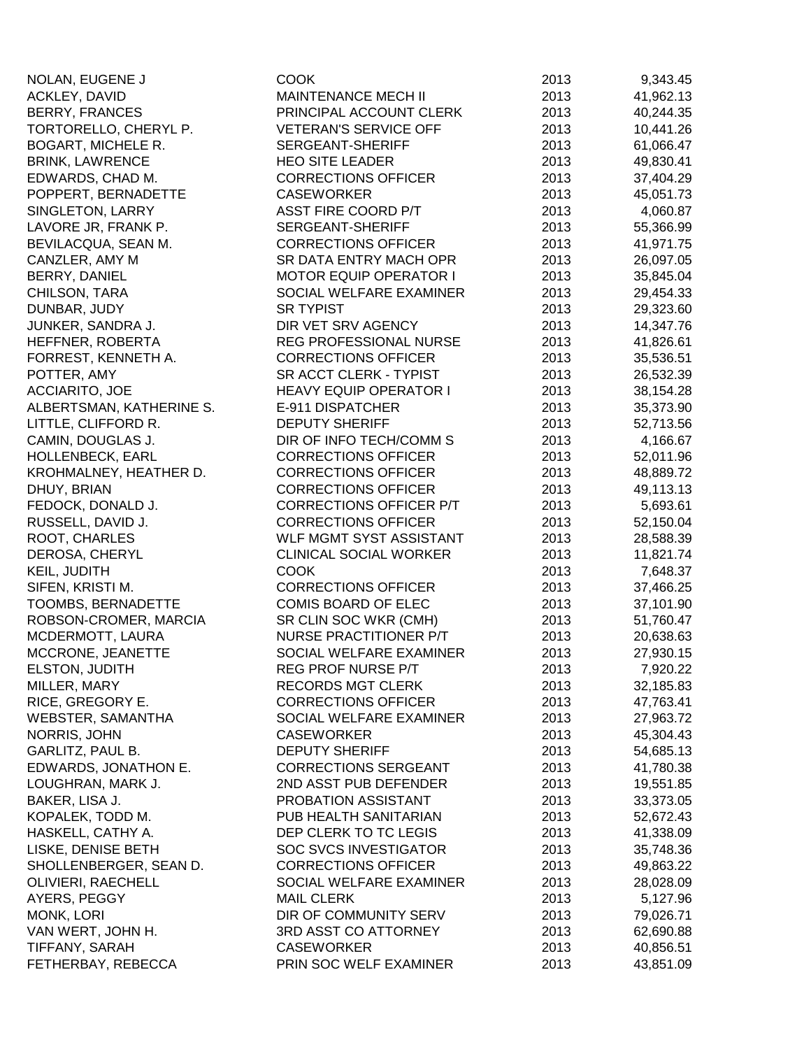| | | | |
|---|---|---|---|
| NOLAN, EUGENE J | COOK | 2013 | 9,343.45 |
| ACKLEY, DAVID | MAINTENANCE MECH II | 2013 | 41,962.13 |
| BERRY, FRANCES | PRINCIPAL ACCOUNT CLERK | 2013 | 40,244.35 |
| TORTORELLO, CHERYL P. | VETERAN'S SERVICE OFF | 2013 | 10,441.26 |
| BOGART, MICHELE R. | SERGEANT-SHERIFF | 2013 | 61,066.47 |
| BRINK, LAWRENCE | HEO SITE LEADER | 2013 | 49,830.41 |
| EDWARDS, CHAD M. | CORRECTIONS OFFICER | 2013 | 37,404.29 |
| POPPERT, BERNADETTE | CASEWORKER | 2013 | 45,051.73 |
| SINGLETON, LARRY | ASST FIRE COORD P/T | 2013 | 4,060.87 |
| LAVORE JR, FRANK P. | SERGEANT-SHERIFF | 2013 | 55,366.99 |
| BEVILACQUA, SEAN M. | CORRECTIONS OFFICER | 2013 | 41,971.75 |
| CANZLER, AMY M | SR DATA ENTRY MACH OPR | 2013 | 26,097.05 |
| BERRY, DANIEL | MOTOR EQUIP OPERATOR I | 2013 | 35,845.04 |
| CHILSON, TARA | SOCIAL WELFARE EXAMINER | 2013 | 29,454.33 |
| DUNBAR, JUDY | SR TYPIST | 2013 | 29,323.60 |
| JUNKER, SANDRA J. | DIR VET SRV AGENCY | 2013 | 14,347.76 |
| HEFFNER, ROBERTA | REG PROFESSIONAL NURSE | 2013 | 41,826.61 |
| FORREST, KENNETH A. | CORRECTIONS OFFICER | 2013 | 35,536.51 |
| POTTER, AMY | SR ACCT CLERK - TYPIST | 2013 | 26,532.39 |
| ACCIARITO, JOE | HEAVY EQUIP OPERATOR I | 2013 | 38,154.28 |
| ALBERTSMAN, KATHERINE S. | E-911 DISPATCHER | 2013 | 35,373.90 |
| LITTLE, CLIFFORD R. | DEPUTY SHERIFF | 2013 | 52,713.56 |
| CAMIN, DOUGLAS J. | DIR OF INFO TECH/COMM S | 2013 | 4,166.67 |
| HOLLENBECK, EARL | CORRECTIONS OFFICER | 2013 | 52,011.96 |
| KROHMALNEY, HEATHER D. | CORRECTIONS OFFICER | 2013 | 48,889.72 |
| DHUY, BRIAN | CORRECTIONS OFFICER | 2013 | 49,113.13 |
| FEDOCK, DONALD J. | CORRECTIONS OFFICER P/T | 2013 | 5,693.61 |
| RUSSELL, DAVID J. | CORRECTIONS OFFICER | 2013 | 52,150.04 |
| ROOT, CHARLES | WLF MGMT SYST ASSISTANT | 2013 | 28,588.39 |
| DEROSA, CHERYL | CLINICAL SOCIAL WORKER | 2013 | 11,821.74 |
| KEIL, JUDITH | COOK | 2013 | 7,648.37 |
| SIFEN, KRISTI M. | CORRECTIONS OFFICER | 2013 | 37,466.25 |
| TOOMBS, BERNADETTE | COMIS BOARD OF ELEC | 2013 | 37,101.90 |
| ROBSON-CROMER, MARCIA | SR CLIN SOC WKR (CMH) | 2013 | 51,760.47 |
| MCDERMOTT, LAURA | NURSE PRACTITIONER P/T | 2013 | 20,638.63 |
| MCCRONE, JEANETTE | SOCIAL WELFARE EXAMINER | 2013 | 27,930.15 |
| ELSTON, JUDITH | REG PROF NURSE P/T | 2013 | 7,920.22 |
| MILLER, MARY | RECORDS MGT CLERK | 2013 | 32,185.83 |
| RICE, GREGORY E. | CORRECTIONS OFFICER | 2013 | 47,763.41 |
| WEBSTER, SAMANTHA | SOCIAL WELFARE EXAMINER | 2013 | 27,963.72 |
| NORRIS, JOHN | CASEWORKER | 2013 | 45,304.43 |
| GARLITZ, PAUL B. | DEPUTY SHERIFF | 2013 | 54,685.13 |
| EDWARDS, JONATHON E. | CORRECTIONS SERGEANT | 2013 | 41,780.38 |
| LOUGHRAN, MARK J. | 2ND ASST PUB DEFENDER | 2013 | 19,551.85 |
| BAKER, LISA J. | PROBATION ASSISTANT | 2013 | 33,373.05 |
| KOPALEK, TODD M. | PUB HEALTH SANITARIAN | 2013 | 52,672.43 |
| HASKELL, CATHY A. | DEP CLERK TO TC LEGIS | 2013 | 41,338.09 |
| LISKE, DENISE BETH | SOC SVCS INVESTIGATOR | 2013 | 35,748.36 |
| SHOLLENBERGER, SEAN D. | CORRECTIONS OFFICER | 2013 | 49,863.22 |
| OLIVIERI, RAECHELL | SOCIAL WELFARE EXAMINER | 2013 | 28,028.09 |
| AYERS, PEGGY | MAIL CLERK | 2013 | 5,127.96 |
| MONK, LORI | DIR OF COMMUNITY SERV | 2013 | 79,026.71 |
| VAN WERT, JOHN H. | 3RD ASST CO ATTORNEY | 2013 | 62,690.88 |
| TIFFANY, SARAH | CASEWORKER | 2013 | 40,856.51 |
| FETHERBAY, REBECCA | PRIN SOC WELF EXAMINER | 2013 | 43,851.09 |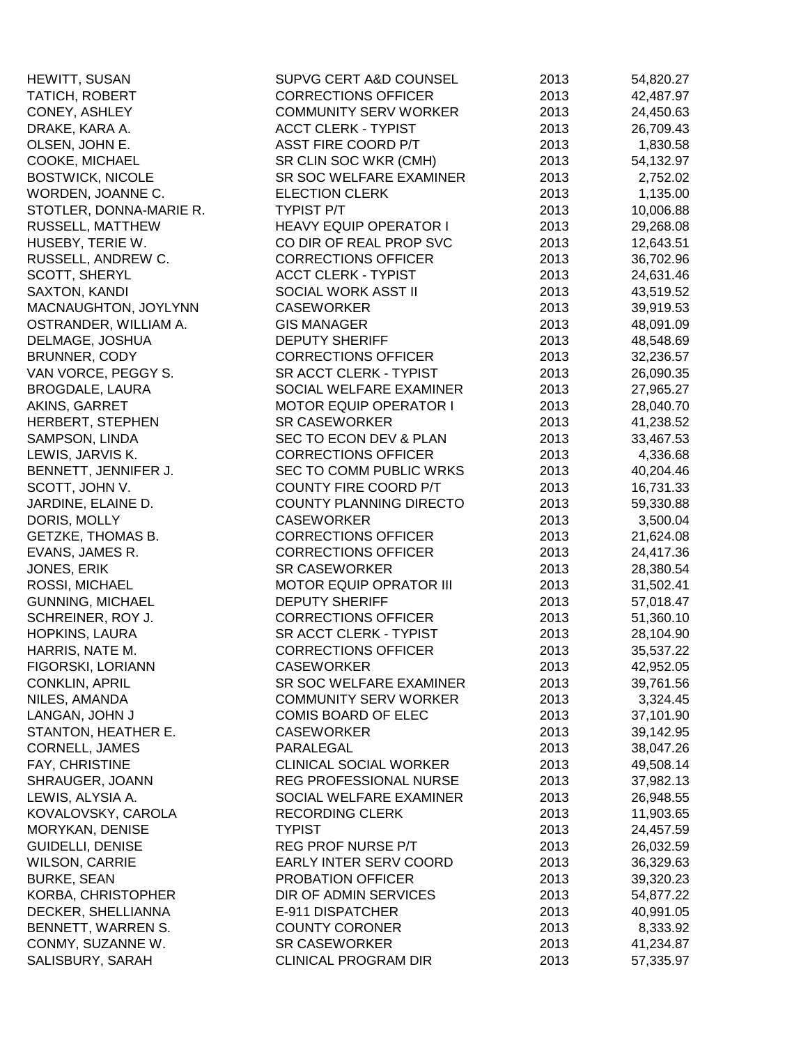| | | | |
|---|---|---|---|
| HEWITT, SUSAN | SUPVG CERT A&D COUNSEL | 2013 | 54,820.27 |
| TATICH, ROBERT | CORRECTIONS OFFICER | 2013 | 42,487.97 |
| CONEY, ASHLEY | COMMUNITY SERV WORKER | 2013 | 24,450.63 |
| DRAKE, KARA A. | ACCT CLERK - TYPIST | 2013 | 26,709.43 |
| OLSEN, JOHN E. | ASST FIRE COORD P/T | 2013 | 1,830.58 |
| COOKE, MICHAEL | SR CLIN SOC WKR (CMH) | 2013 | 54,132.97 |
| BOSTWICK, NICOLE | SR SOC WELFARE EXAMINER | 2013 | 2,752.02 |
| WORDEN, JOANNE C. | ELECTION CLERK | 2013 | 1,135.00 |
| STOTLER, DONNA-MARIE R. | TYPIST P/T | 2013 | 10,006.88 |
| RUSSELL, MATTHEW | HEAVY EQUIP OPERATOR I | 2013 | 29,268.08 |
| HUSEBY, TERIE W. | CO DIR OF REAL PROP SVC | 2013 | 12,643.51 |
| RUSSELL, ANDREW C. | CORRECTIONS OFFICER | 2013 | 36,702.96 |
| SCOTT, SHERYL | ACCT CLERK - TYPIST | 2013 | 24,631.46 |
| SAXTON, KANDI | SOCIAL WORK ASST II | 2013 | 43,519.52 |
| MACNAUGHTON, JOYLYNN | CASEWORKER | 2013 | 39,919.53 |
| OSTRANDER, WILLIAM A. | GIS MANAGER | 2013 | 48,091.09 |
| DELMAGE, JOSHUA | DEPUTY SHERIFF | 2013 | 48,548.69 |
| BRUNNER, CODY | CORRECTIONS OFFICER | 2013 | 32,236.57 |
| VAN VORCE, PEGGY S. | SR ACCT CLERK - TYPIST | 2013 | 26,090.35 |
| BROGDALE, LAURA | SOCIAL WELFARE EXAMINER | 2013 | 27,965.27 |
| AKINS, GARRET | MOTOR EQUIP OPERATOR I | 2013 | 28,040.70 |
| HERBERT, STEPHEN | SR CASEWORKER | 2013 | 41,238.52 |
| SAMPSON, LINDA | SEC TO ECON DEV & PLAN | 2013 | 33,467.53 |
| LEWIS, JARVIS K. | CORRECTIONS OFFICER | 2013 | 4,336.68 |
| BENNETT, JENNIFER J. | SEC TO COMM PUBLIC WRKS | 2013 | 40,204.46 |
| SCOTT, JOHN V. | COUNTY FIRE COORD P/T | 2013 | 16,731.33 |
| JARDINE, ELAINE D. | COUNTY PLANNING DIRECTO | 2013 | 59,330.88 |
| DORIS, MOLLY | CASEWORKER | 2013 | 3,500.04 |
| GETZKE, THOMAS B. | CORRECTIONS OFFICER | 2013 | 21,624.08 |
| EVANS, JAMES R. | CORRECTIONS OFFICER | 2013 | 24,417.36 |
| JONES, ERIK | SR CASEWORKER | 2013 | 28,380.54 |
| ROSSI, MICHAEL | MOTOR EQUIP OPRATOR III | 2013 | 31,502.41 |
| GUNNING, MICHAEL | DEPUTY SHERIFF | 2013 | 57,018.47 |
| SCHREINER, ROY J. | CORRECTIONS OFFICER | 2013 | 51,360.10 |
| HOPKINS, LAURA | SR ACCT CLERK - TYPIST | 2013 | 28,104.90 |
| HARRIS, NATE M. | CORRECTIONS OFFICER | 2013 | 35,537.22 |
| FIGORSKI, LORIANN | CASEWORKER | 2013 | 42,952.05 |
| CONKLIN, APRIL | SR SOC WELFARE EXAMINER | 2013 | 39,761.56 |
| NILES, AMANDA | COMMUNITY SERV WORKER | 2013 | 3,324.45 |
| LANGAN, JOHN J | COMIS BOARD OF ELEC | 2013 | 37,101.90 |
| STANTON, HEATHER E. | CASEWORKER | 2013 | 39,142.95 |
| CORNELL, JAMES | PARALEGAL | 2013 | 38,047.26 |
| FAY, CHRISTINE | CLINICAL SOCIAL WORKER | 2013 | 49,508.14 |
| SHRAUGER, JOANN | REG PROFESSIONAL NURSE | 2013 | 37,982.13 |
| LEWIS, ALYSIA A. | SOCIAL WELFARE EXAMINER | 2013 | 26,948.55 |
| KOVALOVSKY, CAROLA | RECORDING CLERK | 2013 | 11,903.65 |
| MORYKAN, DENISE | TYPIST | 2013 | 24,457.59 |
| GUIDELLI, DENISE | REG PROF NURSE P/T | 2013 | 26,032.59 |
| WILSON, CARRIE | EARLY INTER SERV COORD | 2013 | 36,329.63 |
| BURKE, SEAN | PROBATION OFFICER | 2013 | 39,320.23 |
| KORBA, CHRISTOPHER | DIR OF ADMIN SERVICES | 2013 | 54,877.22 |
| DECKER, SHELLIANNA | E-911 DISPATCHER | 2013 | 40,991.05 |
| BENNETT, WARREN S. | COUNTY CORONER | 2013 | 8,333.92 |
| CONMY, SUZANNE W. | SR CASEWORKER | 2013 | 41,234.87 |
| SALISBURY, SARAH | CLINICAL PROGRAM DIR | 2013 | 57,335.97 |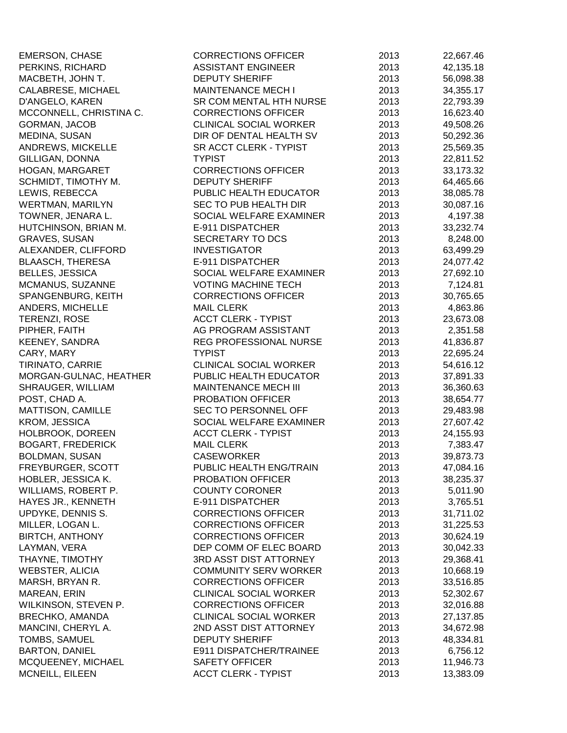| | | | |
|---|---|---|---|
| EMERSON, CHASE | CORRECTIONS OFFICER | 2013 | 22,667.46 |
| PERKINS, RICHARD | ASSISTANT ENGINEER | 2013 | 42,135.18 |
| MACBETH, JOHN T. | DEPUTY SHERIFF | 2013 | 56,098.38 |
| CALABRESE, MICHAEL | MAINTENANCE MECH I | 2013 | 34,355.17 |
| D'ANGELO, KAREN | SR COM MENTAL HTH NURSE | 2013 | 22,793.39 |
| MCCONNELL, CHRISTINA C. | CORRECTIONS OFFICER | 2013 | 16,623.40 |
| GORMAN, JACOB | CLINICAL SOCIAL WORKER | 2013 | 49,508.26 |
| MEDINA, SUSAN | DIR OF DENTAL HEALTH SV | 2013 | 50,292.36 |
| ANDREWS, MICKELLE | SR ACCT CLERK - TYPIST | 2013 | 25,569.35 |
| GILLIGAN, DONNA | TYPIST | 2013 | 22,811.52 |
| HOGAN, MARGARET | CORRECTIONS OFFICER | 2013 | 33,173.32 |
| SCHMIDT, TIMOTHY M. | DEPUTY SHERIFF | 2013 | 64,465.66 |
| LEWIS, REBECCA | PUBLIC HEALTH EDUCATOR | 2013 | 38,085.78 |
| WERTMAN, MARILYN | SEC TO PUB HEALTH DIR | 2013 | 30,087.16 |
| TOWNER, JENARA L. | SOCIAL WELFARE EXAMINER | 2013 | 4,197.38 |
| HUTCHINSON, BRIAN M. | E-911 DISPATCHER | 2013 | 33,232.74 |
| GRAVES, SUSAN | SECRETARY TO DCS | 2013 | 8,248.00 |
| ALEXANDER, CLIFFORD | INVESTIGATOR | 2013 | 63,499.29 |
| BLAASCH, THERESA | E-911 DISPATCHER | 2013 | 24,077.42 |
| BELLES, JESSICA | SOCIAL WELFARE EXAMINER | 2013 | 27,692.10 |
| MCMANUS, SUZANNE | VOTING MACHINE TECH | 2013 | 7,124.81 |
| SPANGENBURG, KEITH | CORRECTIONS OFFICER | 2013 | 30,765.65 |
| ANDERS, MICHELLE | MAIL CLERK | 2013 | 4,863.86 |
| TERENZI, ROSE | ACCT CLERK - TYPIST | 2013 | 23,673.08 |
| PIPHER, FAITH | AG PROGRAM ASSISTANT | 2013 | 2,351.58 |
| KEENEY, SANDRA | REG PROFESSIONAL NURSE | 2013 | 41,836.87 |
| CARY, MARY | TYPIST | 2013 | 22,695.24 |
| TIRINATO, CARRIE | CLINICAL SOCIAL WORKER | 2013 | 54,616.12 |
| MORGAN-GULNAC, HEATHER | PUBLIC HEALTH EDUCATOR | 2013 | 37,891.33 |
| SHRAUGER, WILLIAM | MAINTENANCE MECH III | 2013 | 36,360.63 |
| POST, CHAD A. | PROBATION OFFICER | 2013 | 38,654.77 |
| MATTISON, CAMILLE | SEC TO PERSONNEL OFF | 2013 | 29,483.98 |
| KROM, JESSICA | SOCIAL WELFARE EXAMINER | 2013 | 27,607.42 |
| HOLBROOK, DOREEN | ACCT CLERK - TYPIST | 2013 | 24,155.93 |
| BOGART, FREDERICK | MAIL CLERK | 2013 | 7,383.47 |
| BOLDMAN, SUSAN | CASEWORKER | 2013 | 39,873.73 |
| FREYBURGER, SCOTT | PUBLIC HEALTH ENG/TRAIN | 2013 | 47,084.16 |
| HOBLER, JESSICA K. | PROBATION OFFICER | 2013 | 38,235.37 |
| WILLIAMS, ROBERT P. | COUNTY CORONER | 2013 | 5,011.90 |
| HAYES JR., KENNETH | E-911 DISPATCHER | 2013 | 3,765.51 |
| UPDYKE, DENNIS S. | CORRECTIONS OFFICER | 2013 | 31,711.02 |
| MILLER, LOGAN L. | CORRECTIONS OFFICER | 2013 | 31,225.53 |
| BIRTCH, ANTHONY | CORRECTIONS OFFICER | 2013 | 30,624.19 |
| LAYMAN, VERA | DEP COMM OF ELEC BOARD | 2013 | 30,042.33 |
| THAYNE, TIMOTHY | 3RD ASST DIST ATTORNEY | 2013 | 29,368.41 |
| WEBSTER, ALICIA | COMMUNITY SERV WORKER | 2013 | 10,668.19 |
| MARSH, BRYAN R. | CORRECTIONS OFFICER | 2013 | 33,516.85 |
| MAREAN, ERIN | CLINICAL SOCIAL WORKER | 2013 | 52,302.67 |
| WILKINSON, STEVEN P. | CORRECTIONS OFFICER | 2013 | 32,016.88 |
| BRECHKO, AMANDA | CLINICAL SOCIAL WORKER | 2013 | 27,137.85 |
| MANCINI, CHERYL A. | 2ND ASST DIST ATTORNEY | 2013 | 34,672.98 |
| TOMBS, SAMUEL | DEPUTY SHERIFF | 2013 | 48,334.81 |
| BARTON, DANIEL | E911 DISPATCHER/TRAINEE | 2013 | 6,756.12 |
| MCQUEENEY, MICHAEL | SAFETY OFFICER | 2013 | 11,946.73 |
| MCNEILL, EILEEN | ACCT CLERK - TYPIST | 2013 | 13,383.09 |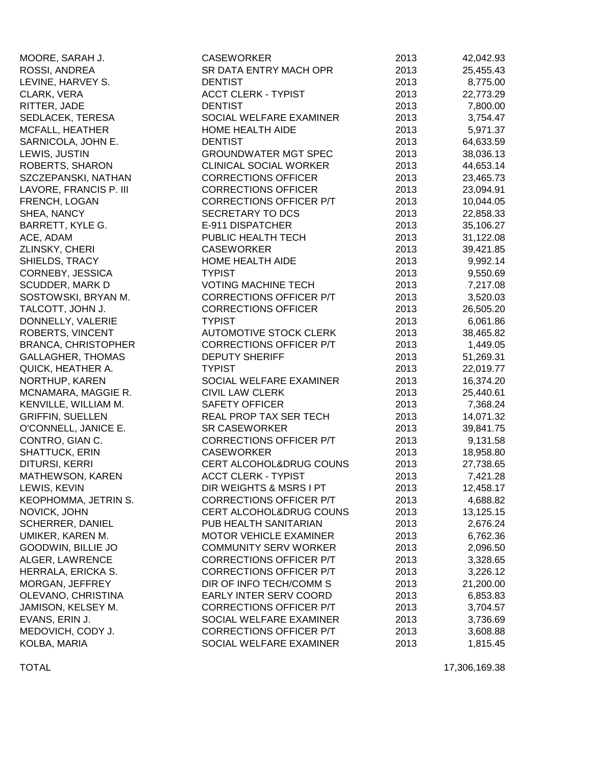| | | | |
|---|---|---|---|
| MOORE, SARAH J. | CASEWORKER | 2013 | 42,042.93 |
| ROSSI, ANDREA | SR DATA ENTRY MACH OPR | 2013 | 25,455.43 |
| LEVINE, HARVEY S. | DENTIST | 2013 | 8,775.00 |
| CLARK, VERA | ACCT CLERK - TYPIST | 2013 | 22,773.29 |
| RITTER, JADE | DENTIST | 2013 | 7,800.00 |
| SEDLACEK, TERESA | SOCIAL WELFARE EXAMINER | 2013 | 3,754.47 |
| MCFALL, HEATHER | HOME HEALTH AIDE | 2013 | 5,971.37 |
| SARNICOLA, JOHN E. | DENTIST | 2013 | 64,633.59 |
| LEWIS, JUSTIN | GROUNDWATER MGT SPEC | 2013 | 38,036.13 |
| ROBERTS, SHARON | CLINICAL SOCIAL WORKER | 2013 | 44,653.14 |
| SZCZEPANSKI, NATHAN | CORRECTIONS OFFICER | 2013 | 23,465.73 |
| LAVORE, FRANCIS P. III | CORRECTIONS OFFICER | 2013 | 23,094.91 |
| FRENCH, LOGAN | CORRECTIONS OFFICER P/T | 2013 | 10,044.05 |
| SHEA, NANCY | SECRETARY TO DCS | 2013 | 22,858.33 |
| BARRETT, KYLE G. | E-911 DISPATCHER | 2013 | 35,106.27 |
| ACE, ADAM | PUBLIC HEALTH TECH | 2013 | 31,122.08 |
| ZLINSKY, CHERI | CASEWORKER | 2013 | 39,421.85 |
| SHIELDS, TRACY | HOME HEALTH AIDE | 2013 | 9,992.14 |
| CORNEBY, JESSICA | TYPIST | 2013 | 9,550.69 |
| SCUDDER, MARK D | VOTING MACHINE TECH | 2013 | 7,217.08 |
| SOSTOWSKI, BRYAN M. | CORRECTIONS OFFICER P/T | 2013 | 3,520.03 |
| TALCOTT, JOHN J. | CORRECTIONS OFFICER | 2013 | 26,505.20 |
| DONNELLY, VALERIE | TYPIST | 2013 | 6,061.86 |
| ROBERTS, VINCENT | AUTOMOTIVE STOCK CLERK | 2013 | 38,465.82 |
| BRANCA, CHRISTOPHER | CORRECTIONS OFFICER P/T | 2013 | 1,449.05 |
| GALLAGHER, THOMAS | DEPUTY SHERIFF | 2013 | 51,269.31 |
| QUICK, HEATHER A. | TYPIST | 2013 | 22,019.77 |
| NORTHUP, KAREN | SOCIAL WELFARE EXAMINER | 2013 | 16,374.20 |
| MCNAMARA, MAGGIE R. | CIVIL LAW CLERK | 2013 | 25,440.61 |
| KENVILLE, WILLIAM M. | SAFETY OFFICER | 2013 | 7,368.24 |
| GRIFFIN, SUELLEN | REAL PROP TAX SER TECH | 2013 | 14,071.32 |
| O'CONNELL, JANICE E. | SR CASEWORKER | 2013 | 39,841.75 |
| CONTRO, GIAN C. | CORRECTIONS OFFICER P/T | 2013 | 9,131.58 |
| SHATTUCK, ERIN | CASEWORKER | 2013 | 18,958.80 |
| DITURSI, KERRI | CERT ALCOHOL&DRUG COUNS | 2013 | 27,738.65 |
| MATHEWSON, KAREN | ACCT CLERK - TYPIST | 2013 | 7,421.28 |
| LEWIS, KEVIN | DIR WEIGHTS & MSRS I PT | 2013 | 12,458.17 |
| KEOPHOMMA, JETRIN S. | CORRECTIONS OFFICER P/T | 2013 | 4,688.82 |
| NOVICK, JOHN | CERT ALCOHOL&DRUG COUNS | 2013 | 13,125.15 |
| SCHERRER, DANIEL | PUB HEALTH SANITARIAN | 2013 | 2,676.24 |
| UMIKER, KAREN M. | MOTOR VEHICLE EXAMINER | 2013 | 6,762.36 |
| GOODWIN, BILLIE JO | COMMUNITY SERV WORKER | 2013 | 2,096.50 |
| ALGER, LAWRENCE | CORRECTIONS OFFICER P/T | 2013 | 3,328.65 |
| HERRALA, ERICKA S. | CORRECTIONS OFFICER P/T | 2013 | 3,226.12 |
| MORGAN, JEFFREY | DIR OF INFO TECH/COMM S | 2013 | 21,200.00 |
| OLEVANO, CHRISTINA | EARLY INTER SERV COORD | 2013 | 6,853.83 |
| JAMISON, KELSEY M. | CORRECTIONS OFFICER P/T | 2013 | 3,704.57 |
| EVANS, ERIN J. | SOCIAL WELFARE EXAMINER | 2013 | 3,736.69 |
| MEDOVICH, CODY J. | CORRECTIONS OFFICER P/T | 2013 | 3,608.88 |
| KOLBA, MARIA | SOCIAL WELFARE EXAMINER | 2013 | 1,815.45 |
| | | | |
| TOTAL | | | 17,306,169.38 |